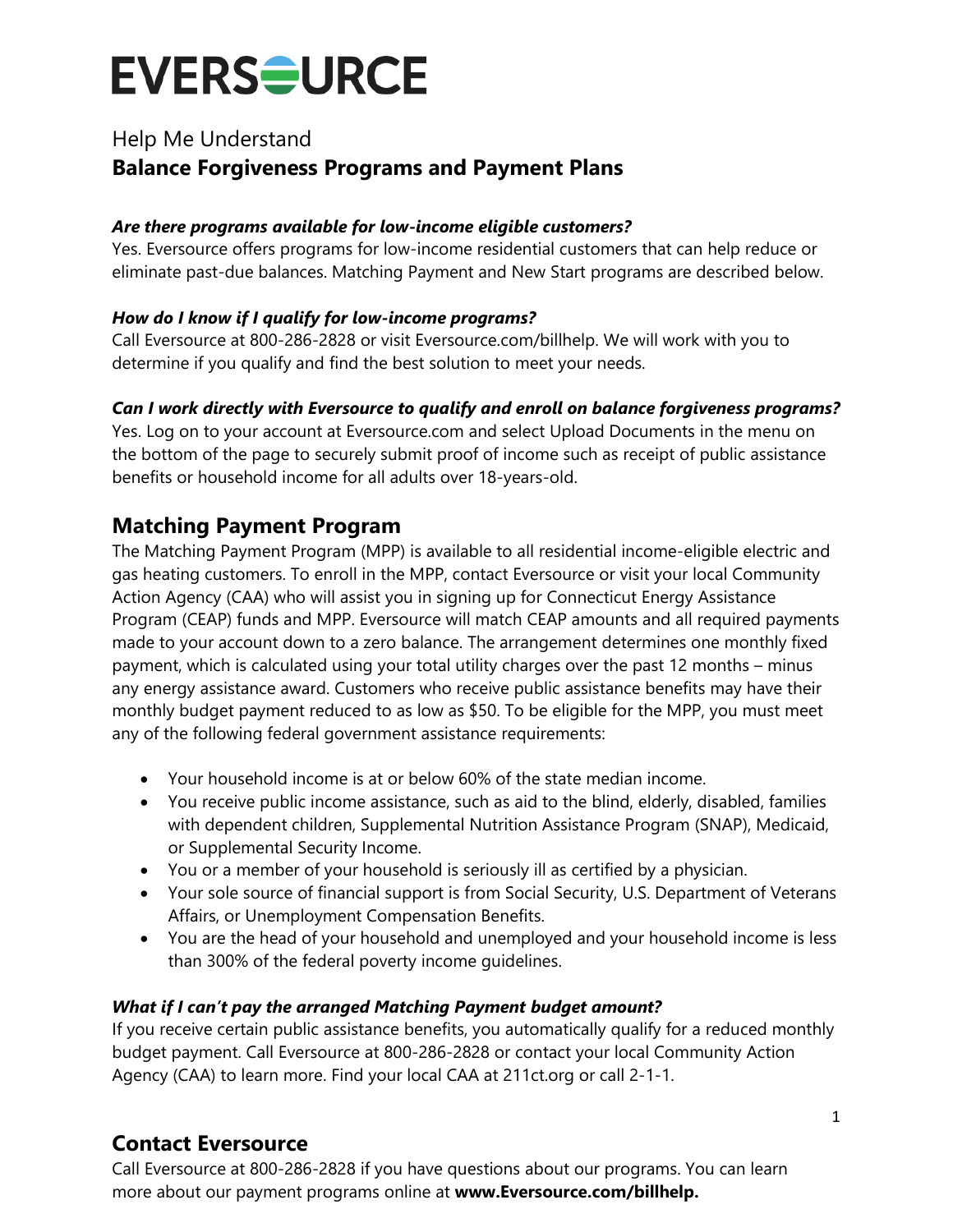# EVERSOURCE

Help Me Understand

## Balance Forgiveness Programs and Payment Plans

***Are there programs available for low-income eligible customers?***

Yes. Eversource offers programs for low-income residential customers that can help reduce or eliminate past-due balances. Matching Payment and New Start programs are described below.

***How do I know if I qualify for low-income programs?***

Call Eversource at 800-286-2828 or visit Eversource.com/billhelp. We will work with you to determine if you qualify and find the best solution to meet your needs.

***Can I work directly with Eversource to qualify and enroll on balance forgiveness programs?***

Yes. Log on to your account at Eversource.com and select Upload Documents in the menu on the bottom of the page to securely submit proof of income such as receipt of public assistance benefits or household income for all adults over 18-years-old.

## Matching Payment Program

The Matching Payment Program (MPP) is available to all residential income-eligible electric and gas heating customers. To enroll in the MPP, contact Eversource or visit your local Community Action Agency (CAA) who will assist you in signing up for Connecticut Energy Assistance Program (CEAP) funds and MPP. Eversource will match CEAP amounts and all required payments made to your account down to a zero balance. The arrangement determines one monthly fixed payment, which is calculated using your total utility charges over the past 12 months – minus any energy assistance award. Customers who receive public assistance benefits may have their monthly budget payment reduced to as low as $50. To be eligible for the MPP, you must meet any of the following federal government assistance requirements:

- Your household income is at or below 60% of the state median income.
- You receive public income assistance, such as aid to the blind, elderly, disabled, families with dependent children, Supplemental Nutrition Assistance Program (SNAP), Medicaid, or Supplemental Security Income.
- You or a member of your household is seriously ill as certified by a physician.
- Your sole source of financial support is from Social Security, U.S. Department of Veterans Affairs, or Unemployment Compensation Benefits.
- You are the head of your household and unemployed and your household income is less than 300% of the federal poverty income guidelines.

***What if I can't pay the arranged Matching Payment budget amount?***

If you receive certain public assistance benefits, you automatically qualify for a reduced monthly budget payment. Call Eversource at 800-286-2828 or contact your local Community Action Agency (CAA) to learn more. Find your local CAA at 211ct.org or call 2-1-1.

## Contact Eversource

Call Eversource at 800-286-2828 if you have questions about our programs. You can learn more about our payment programs online at **www.Eversource.com/billhelp.**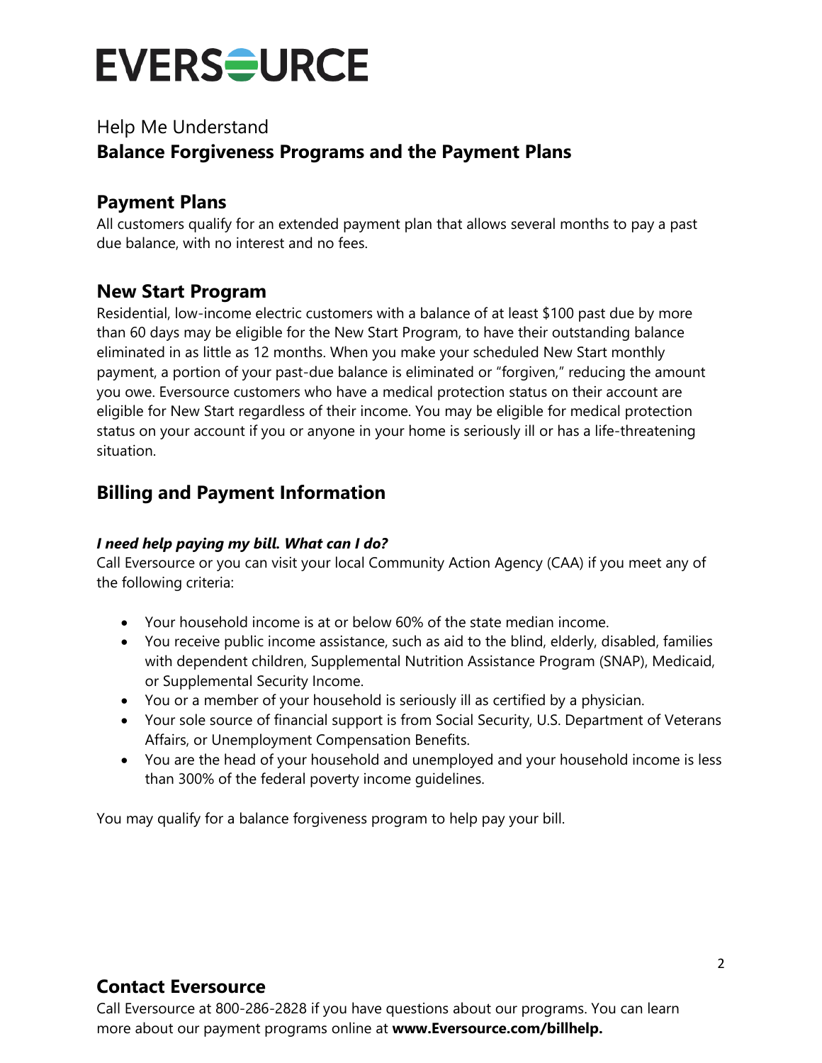# EVERSOURCE

Help Me Understand

## Balance Forgiveness Programs and the Payment Plans

## Payment Plans

All customers qualify for an extended payment plan that allows several months to pay a past due balance, with no interest and no fees.

## New Start Program

Residential, low-income electric customers with a balance of at least $100 past due by more than 60 days may be eligible for the New Start Program, to have their outstanding balance eliminated in as little as 12 months. When you make your scheduled New Start monthly payment, a portion of your past-due balance is eliminated or "forgiven," reducing the amount you owe. Eversource customers who have a medical protection status on their account are eligible for New Start regardless of their income. You may be eligible for medical protection status on your account if you or anyone in your home is seriously ill or has a life-threatening situation.

## Billing and Payment Information

***I need help paying my bill. What can I do?***

Call Eversource or you can visit your local Community Action Agency (CAA) if you meet any of the following criteria:

- Your household income is at or below 60% of the state median income.
- You receive public income assistance, such as aid to the blind, elderly, disabled, families with dependent children, Supplemental Nutrition Assistance Program (SNAP), Medicaid, or Supplemental Security Income.
- You or a member of your household is seriously ill as certified by a physician.
- Your sole source of financial support is from Social Security, U.S. Department of Veterans Affairs, or Unemployment Compensation Benefits.
- You are the head of your household and unemployed and your household income is less than 300% of the federal poverty income guidelines.

You may qualify for a balance forgiveness program to help pay your bill.

## Contact Eversource

Call Eversource at 800-286-2828 if you have questions about our programs. You can learn more about our payment programs online at **www.Eversource.com/billhelp.**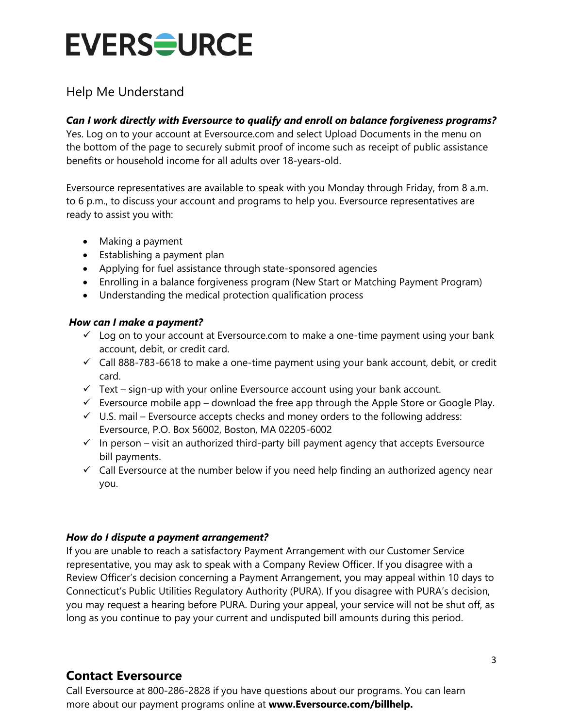# EVERSOURCE

## Help Me Understand

***Can I work directly with Eversource to qualify and enroll on balance forgiveness programs?***
Yes. Log on to your account at Eversource.com and select Upload Documents in the menu on the bottom of the page to securely submit proof of income such as receipt of public assistance benefits or household income for all adults over 18-years-old.

Eversource representatives are available to speak with you Monday through Friday, from 8 a.m. to 6 p.m., to discuss your account and programs to help you. Eversource representatives are ready to assist you with:

- Making a payment
- Establishing a payment plan
- Applying for fuel assistance through state-sponsored agencies
- Enrolling in a balance forgiveness program (New Start or Matching Payment Program)
- Understanding the medical protection qualification process

***How can I make a payment?***

- ✓ Log on to your account at Eversource.com to make a one-time payment using your bank account, debit, or credit card.
- ✓ Call 888-783-6618 to make a one-time payment using your bank account, debit, or credit card.
- ✓ Text – sign-up with your online Eversource account using your bank account.
- ✓ Eversource mobile app – download the free app through the Apple Store or Google Play.
- ✓ U.S. mail – Eversource accepts checks and money orders to the following address: Eversource, P.O. Box 56002, Boston, MA 02205-6002
- ✓ In person – visit an authorized third-party bill payment agency that accepts Eversource bill payments.
- ✓ Call Eversource at the number below if you need help finding an authorized agency near you.

***How do I dispute a payment arrangement?***
If you are unable to reach a satisfactory Payment Arrangement with our Customer Service representative, you may ask to speak with a Company Review Officer. If you disagree with a Review Officer's decision concerning a Payment Arrangement, you may appeal within 10 days to Connecticut's Public Utilities Regulatory Authority (PURA). If you disagree with PURA's decision, you may request a hearing before PURA. During your appeal, your service will not be shut off, as long as you continue to pay your current and undisputed bill amounts during this period.

## Contact Eversource

Call Eversource at 800-286-2828 if you have questions about our programs. You can learn more about our payment programs online at **www.Eversource.com/billhelp.**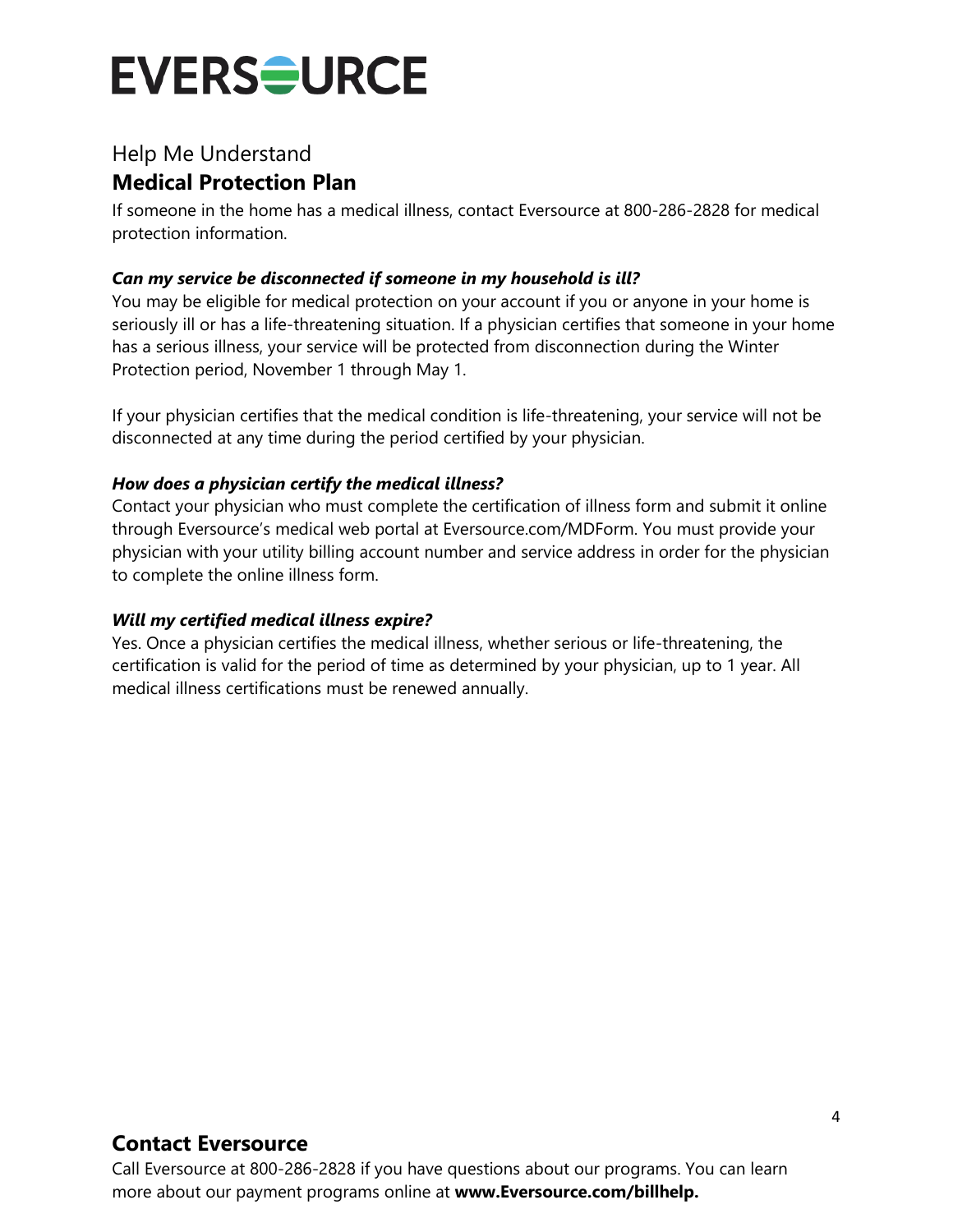# EVERSOURCE

Help Me Understand

## Medical Protection Plan

If someone in the home has a medical illness, contact Eversource at 800-286-2828 for medical protection information.

***Can my service be disconnected if someone in my household is ill?***

You may be eligible for medical protection on your account if you or anyone in your home is seriously ill or has a life-threatening situation. If a physician certifies that someone in your home has a serious illness, your service will be protected from disconnection during the Winter Protection period, November 1 through May 1.

If your physician certifies that the medical condition is life-threatening, your service will not be disconnected at any time during the period certified by your physician.

***How does a physician certify the medical illness?***

Contact your physician who must complete the certification of illness form and submit it online through Eversource's medical web portal at Eversource.com/MDForm. You must provide your physician with your utility billing account number and service address in order for the physician to complete the online illness form.

***Will my certified medical illness expire?***

Yes. Once a physician certifies the medical illness, whether serious or life-threatening, the certification is valid for the period of time as determined by your physician, up to 1 year. All medical illness certifications must be renewed annually.

## Contact Eversource

Call Eversource at 800-286-2828 if you have questions about our programs. You can learn more about our payment programs online at **www.Eversource.com/billhelp.**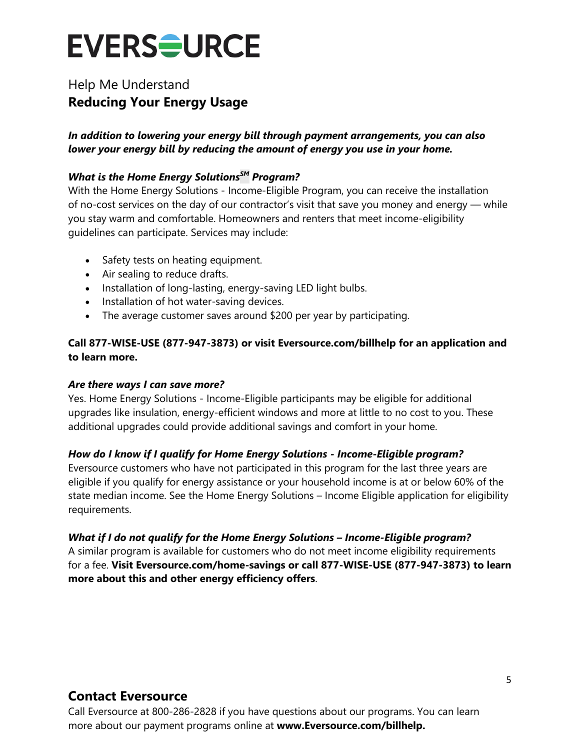# EVERSOURCE

Help Me Understand

## Reducing Your Energy Usage

***In addition to lowering your energy bill through payment arrangements, you can also lower your energy bill by reducing the amount of energy you use in your home.***

### *What is the Home Energy Solutions℠ Program?*

With the Home Energy Solutions - Income-Eligible Program, you can receive the installation of no-cost services on the day of our contractor's visit that save you money and energy — while you stay warm and comfortable. Homeowners and renters that meet income-eligibility guidelines can participate. Services may include:

- Safety tests on heating equipment.
- Air sealing to reduce drafts.
- Installation of long-lasting, energy-saving LED light bulbs.
- Installation of hot water-saving devices.
- The average customer saves around $200 per year by participating.

**Call 877-WISE-USE (877-947-3873) or visit Eversource.com/billhelp for an application and to learn more.**

### *Are there ways I can save more?*

Yes. Home Energy Solutions - Income-Eligible participants may be eligible for additional upgrades like insulation, energy-efficient windows and more at little to no cost to you. These additional upgrades could provide additional savings and comfort in your home.

### *How do I know if I qualify for Home Energy Solutions - Income-Eligible program?*

Eversource customers who have not participated in this program for the last three years are eligible if you qualify for energy assistance or your household income is at or below 60% of the state median income. See the Home Energy Solutions – Income Eligible application for eligibility requirements.

### *What if I do not qualify for the Home Energy Solutions – Income-Eligible program?*

A similar program is available for customers who do not meet income eligibility requirements for a fee. **Visit Eversource.com/home-savings or call 877-WISE-USE (877-947-3873) to learn more about this and other energy efficiency offers**.

## Contact Eversource

Call Eversource at 800-286-2828 if you have questions about our programs. You can learn more about our payment programs online at **www.Eversource.com/billhelp.**